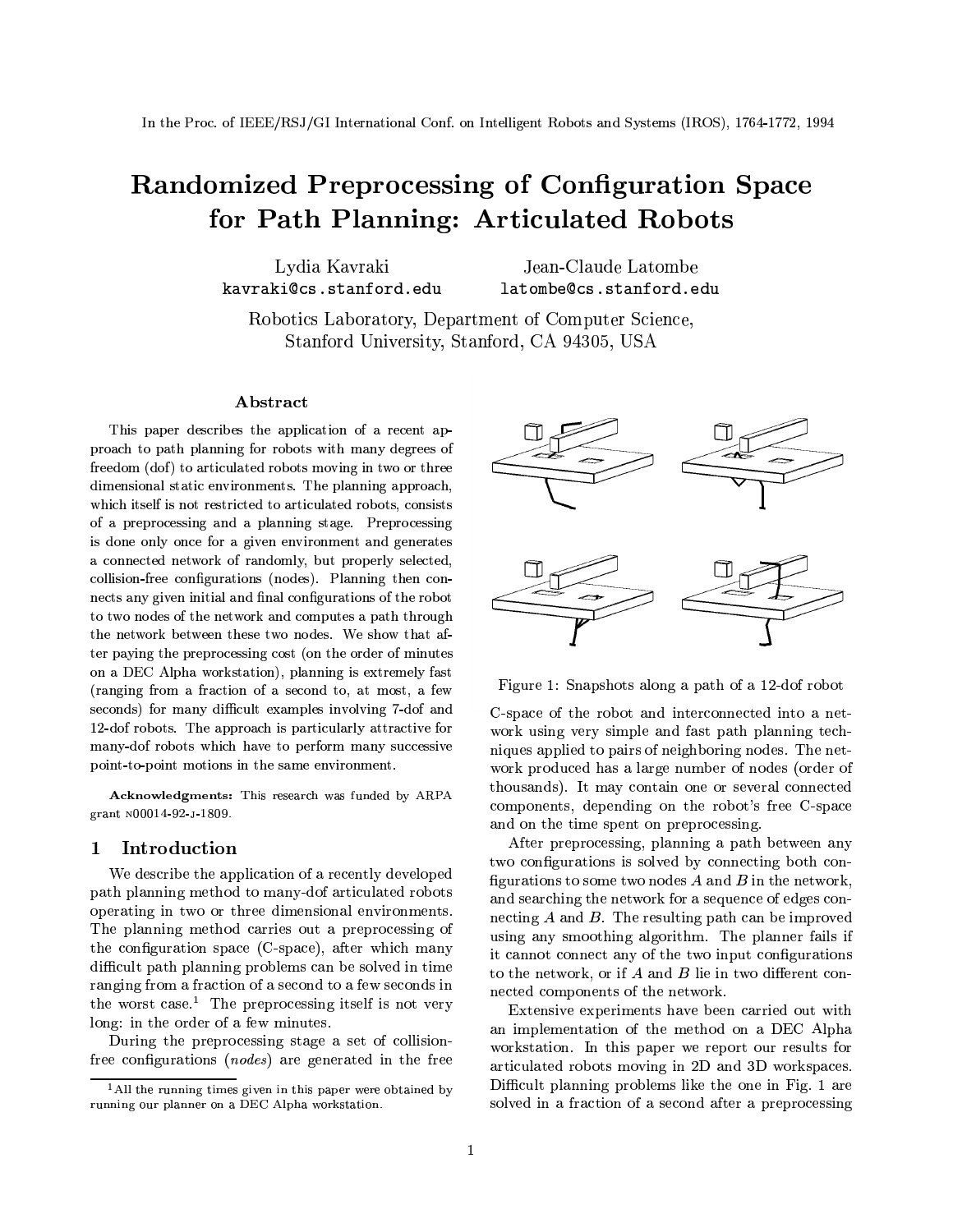In the Proc. of IEEE/RSJ/GI International Conf. on Intelligent Robots and Systems (IROS), 1764-1772, 1994

# Randomized Preprocessing of Configuration Space for Path Planning: Articulated Robots

Lydia Kavraki
kavraki@cs.stanford.edu

Jean-Claude Latombe
latombe@cs.stanford.edu

Robotics Laboratory, Department of Computer Science,
Stanford University, Stanford, CA 94305, USA

## Abstract

This paper describes the application of a recent approach to path planning for robots with many degrees of freedom (dof) to articulated robots moving in two or three dimensional static environments. The planning approach, which itself is not restricted to articulated robots, consists of a preprocessing and a planning stage. Preprocessing is done only once for a given environment and generates a connected network of randomly, but properly selected, collision-free configurations (nodes). Planning then connects any given initial and final configurations of the robot to two nodes of the network and computes a path through the network between these two nodes. We show that after paying the preprocessing cost (on the order of minutes on a DEC Alpha workstation), planning is extremely fast (ranging from a fraction of a second to, at most, a few seconds) for many difficult examples involving 7-dof and 12-dof robots. The approach is particularly attractive for many-dof robots which have to perform many successive point-to-point motions in the same environment.

**Acknowledgments:** This research was funded by ARPA grant N00014-92-J-1809.

## 1 Introduction

We describe the application of a recently developed path planning method to many-dof articulated robots operating in two or three dimensional environments. The planning method carries out a preprocessing of the configuration space (C-space), after which many difficult path planning problems can be solved in time ranging from a fraction of a second to a few seconds in the worst case.[1] The preprocessing itself is not very long: in the order of a few minutes.

During the preprocessing stage a set of collision-free configurations (*nodes*) are generated in the free C-space of the robot and interconnected into a network using very simple and fast path planning techniques applied to pairs of neighboring nodes. The network produced has a large number of nodes (order of thousands). It may contain one or several connected components, depending on the robot's free C-space and on the time spent on preprocessing.

Figure 1: Snapshots along a path of a 12-dof robot

After preprocessing, planning a path between any two configurations is solved by connecting both configurations to some two nodes $A$ and $B$ in the network, and searching the network for a sequence of edges connecting $A$ and $B$. The resulting path can be improved using any smoothing algorithm. The planner fails if it cannot connect any of the two input configurations to the network, or if $A$ and $B$ lie in two different connected components of the network.

Extensive experiments have been carried out with an implementation of the method on a DEC Alpha workstation. In this paper we report our results for articulated robots moving in 2D and 3D workspaces. Difficult planning problems like the one in Fig. 1 are solved in a fraction of a second after a preprocessing

[1] All the running times given in this paper were obtained by running our planner on a DEC Alpha workstation.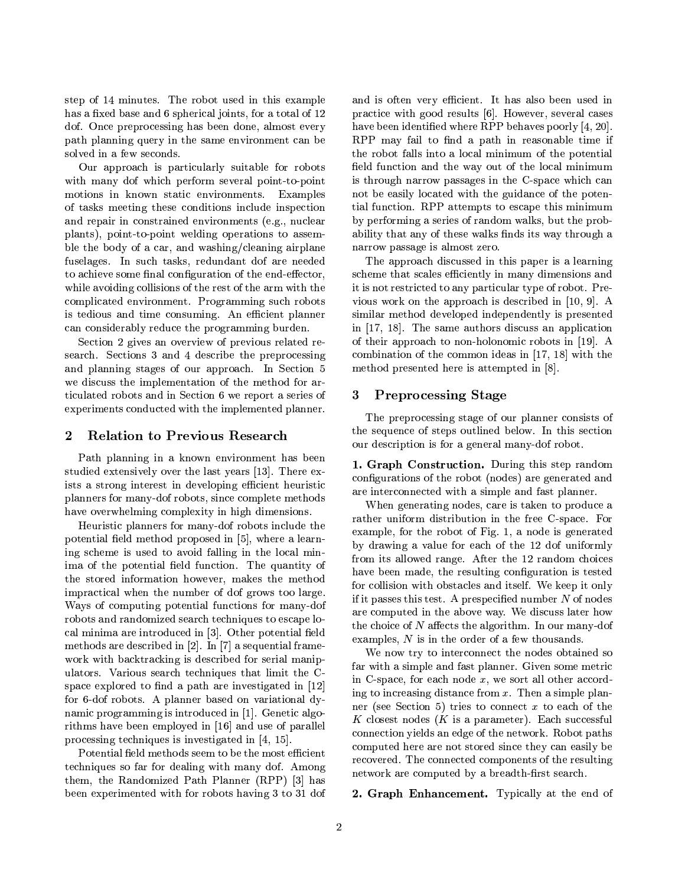step of 14 minutes. The robot used in this example has a fixed base and 6 spherical joints, for a total of 12 dof. Once preprocessing has been done, almost every path planning query in the same environment can be solved in a few seconds.

Our approach is particularly suitable for robots with many dof which perform several point-to-point motions in known static environments. Examples of tasks meeting these conditions include inspection and repair in constrained environments (e.g., nuclear plants), point-to-point welding operations to assemble the body of a car, and washing/cleaning airplane fuselages. In such tasks, redundant dof are needed to achieve some final configuration of the end-effector, while avoiding collisions of the rest of the arm with the complicated environment. Programming such robots is tedious and time consuming. An efficient planner can considerably reduce the programming burden.

Section 2 gives an overview of previous related research. Sections 3 and 4 describe the preprocessing and planning stages of our approach. In Section 5 we discuss the implementation of the method for articulated robots and in Section 6 we report a series of experiments conducted with the implemented planner.

## 2 Relation to Previous Research

Path planning in a known environment has been studied extensively over the last years [13]. There exists a strong interest in developing efficient heuristic planners for many-dof robots, since complete methods have overwhelming complexity in high dimensions.

Heuristic planners for many-dof robots include the potential field method proposed in [5], where a learning scheme is used to avoid falling in the local minima of the potential field function. The quantity of the stored information however, makes the method impractical when the number of dof grows too large. Ways of computing potential functions for many-dof robots and randomized search techniques to escape local minima are introduced in [3]. Other potential field methods are described in [2]. In [7] a sequential framework with backtracking is described for serial manipulators. Various search techniques that limit the C-space explored to find a path are investigated in [12] for 6-dof robots. A planner based on variational dynamic programming is introduced in [1]. Genetic algorithms have been employed in [16] and use of parallel processing techniques is investigated in [4, 15].

Potential field methods seem to be the most efficient techniques so far for dealing with many dof. Among them, the Randomized Path Planner (RPP) [3] has been experimented with for robots having 3 to 31 dof and is often very efficient. It has also been used in practice with good results [6]. However, several cases have been identified where RPP behaves poorly [4, 20]. RPP may fail to find a path in reasonable time if the robot falls into a local minimum of the potential field function and the way out of the local minimum is through narrow passages in the C-space which can not be easily located with the guidance of the potential function. RPP attempts to escape this minimum by performing a series of random walks, but the probability that any of these walks finds its way through a narrow passage is almost zero.

The approach discussed in this paper is a learning scheme that scales efficiently in many dimensions and it is not restricted to any particular type of robot. Previous work on the approach is described in [10, 9]. A similar method developed independently is presented in [17, 18]. The same authors discuss an application of their approach to non-holonomic robots in [19]. A combination of the common ideas in [17, 18] with the method presented here is attempted in [8].

## 3 Preprocessing Stage

The preprocessing stage of our planner consists of the sequence of steps outlined below. In this section our description is for a general many-dof robot.

**1. Graph Construction.** During this step random configurations of the robot (nodes) are generated and are interconnected with a simple and fast planner.

When generating nodes, care is taken to produce a rather uniform distribution in the free C-space. For example, for the robot of Fig. 1, a node is generated by drawing a value for each of the 12 dof uniformly from its allowed range. After the 12 random choices have been made, the resulting configuration is tested for collision with obstacles and itself. We keep it only if it passes this test. A prespecified number $N$ of nodes are computed in the above way. We discuss later how the choice of $N$ affects the algorithm. In our many-dof examples, $N$ is in the order of a few thousands.

We now try to interconnect the nodes obtained so far with a simple and fast planner. Given some metric in C-space, for each node $x$, we sort all other according to increasing distance from $x$. Then a simple planner (see Section 5) tries to connect $x$ to each of the $K$ closest nodes ($K$ is a parameter). Each successful connection yields an edge of the network. Robot paths computed here are not stored since they can easily be recovered. The connected components of the resulting network are computed by a breadth-first search.

**2. Graph Enhancement.** Typically at the end of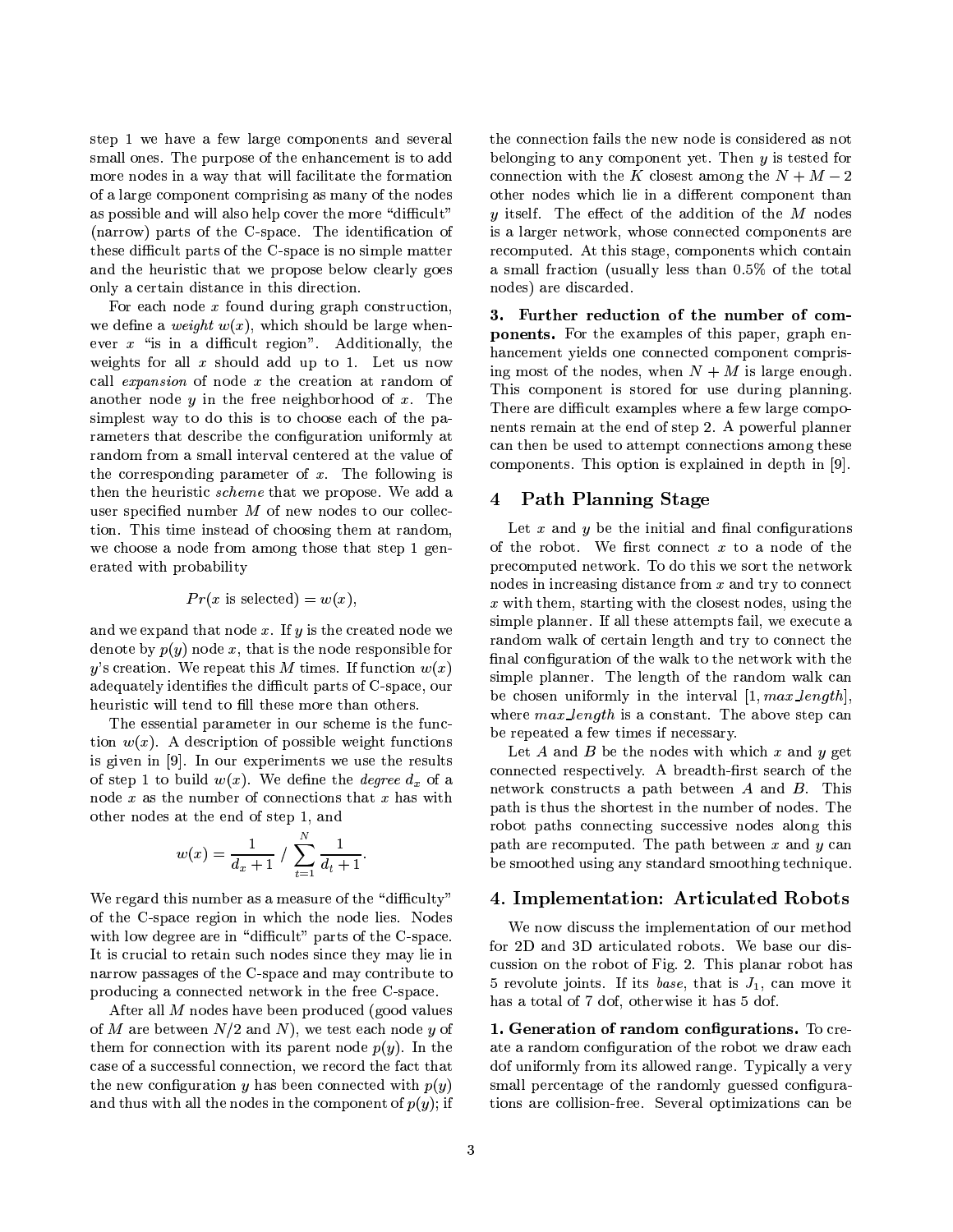step 1 we have a few large components and several small ones. The purpose of the enhancement is to add more nodes in a way that will facilitate the formation of a large component comprising as many of the nodes as possible and will also help cover the more "difficult" (narrow) parts of the C-space. The identification of these difficult parts of the C-space is no simple matter and the heuristic that we propose below clearly goes only a certain distance in this direction.

For each node $x$ found during graph construction, we define a *weight* $w(x)$, which should be large whenever $x$ "is in a difficult region". Additionally, the weights for all $x$ should add up to 1. Let us now call *expansion* of node $x$ the creation at random of another node $y$ in the free neighborhood of $x$. The simplest way to do this is to choose each of the parameters that describe the configuration uniformly at random from a small interval centered at the value of the corresponding parameter of $x$. The following is then the heuristic *scheme* that we propose. We add a user specified number $M$ of new nodes to our collection. This time instead of choosing them at random, we choose a node from among those that step 1 generated with probability

$$Pr(x \text{ is selected}) = w(x),$$

and we expand that node $x$. If $y$ is the created node we denote by $p(y)$ node $x$, that is the node responsible for $y$'s creation. We repeat this $M$ times. If function $w(x)$ adequately identifies the difficult parts of C-space, our heuristic will tend to fill these more than others.

The essential parameter in our scheme is the function $w(x)$. A description of possible weight functions is given in [9]. In our experiments we use the results of step 1 to build $w(x)$. We define the *degree* $d_x$ of a node $x$ as the number of connections that $x$ has with other nodes at the end of step 1, and

$$w(x) = \frac{1}{d_x + 1} \Big/ \sum_{t=1}^{N} \frac{1}{d_t + 1}.$$

We regard this number as a measure of the "difficulty" of the C-space region in which the node lies. Nodes with low degree are in "difficult" parts of the C-space. It is crucial to retain such nodes since they may lie in narrow passages of the C-space and may contribute to producing a connected network in the free C-space.

After all $M$ nodes have been produced (good values of $M$ are between $N/2$ and $N$), we test each node $y$ of them for connection with its parent node $p(y)$. In the case of a successful connection, we record the fact that the new configuration $y$ has been connected with $p(y)$ and thus with all the nodes in the component of $p(y)$; if the connection fails the new node is considered as not belonging to any component yet. Then $y$ is tested for connection with the $K$ closest among the $N + M - 2$ other nodes which lie in a different component than $y$ itself. The effect of the addition of the $M$ nodes is a larger network, whose connected components are recomputed. At this stage, components which contain a small fraction (usually less than 0.5% of the total nodes) are discarded.

**3. Further reduction of the number of components.** For the examples of this paper, graph enhancement yields one connected component comprising most of the nodes, when $N + M$ is large enough. This component is stored for use during planning. There are difficult examples where a few large components remain at the end of step 2. A powerful planner can then be used to attempt connections among these components. This option is explained in depth in [9].

## 4 Path Planning Stage

Let $x$ and $y$ be the initial and final configurations of the robot. We first connect $x$ to a node of the precomputed network. To do this we sort the network nodes in increasing distance from $x$ and try to connect $x$ with them, starting with the closest nodes, using the simple planner. If all these attempts fail, we execute a random walk of certain length and try to connect the final configuration of the walk to the network with the simple planner. The length of the random walk can be chosen uniformly in the interval $[1, max\_length]$, where $max\_length$ is a constant. The above step can be repeated a few times if necessary.

Let $A$ and $B$ be the nodes with which $x$ and $y$ get connected respectively. A breadth-first search of the network constructs a path between $A$ and $B$. This path is thus the shortest in the number of nodes. The robot paths connecting successive nodes along this path are recomputed. The path between $x$ and $y$ can be smoothed using any standard smoothing technique.

## 4. Implementation: Articulated Robots

We now discuss the implementation of our method for 2D and 3D articulated robots. We base our discussion on the robot of Fig. 2. This planar robot has 5 revolute joints. If its *base*, that is $J_1$, can move it has a total of 7 dof, otherwise it has 5 dof.

**1. Generation of random configurations.** To create a random configuration of the robot we draw each dof uniformly from its allowed range. Typically a very small percentage of the randomly guessed configurations are collision-free. Several optimizations can be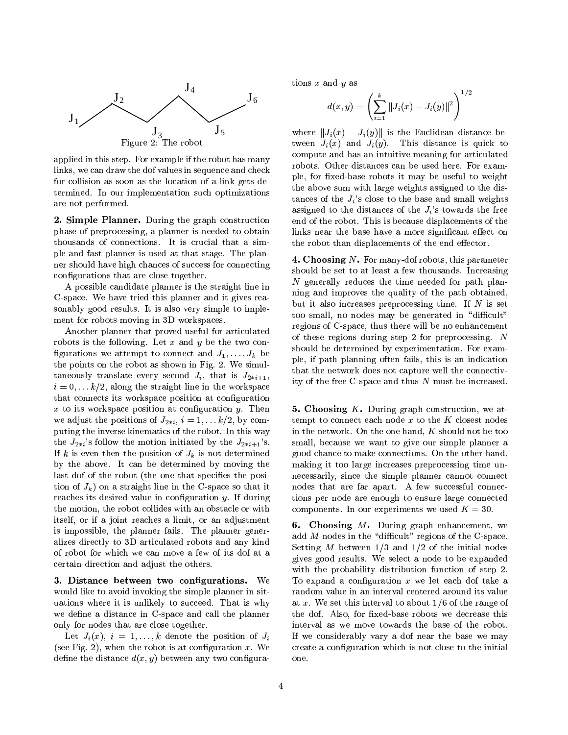Figure 2: The robot

applied in this step. For example if the robot has many links, we can draw the dof values in sequence and check for collision as soon as the location of a link gets determined. In our implementation such optimizations are not performed.

**2. Simple Planner.** During the graph construction phase of preprocessing, a planner is needed to obtain thousands of connections. It is crucial that a simple and fast planner is used at that stage. The planner should have high chances of success for connecting configurations that are close together.

A possible candidate planner is the straight line in C-space. We have tried this planner and it gives reasonably good results. It is also very simple to implement for robots moving in 3D workspaces.

Another planner that proved useful for articulated robots is the following. Let $x$ and $y$ be the two configurations we attempt to connect and $J_1, \ldots, J_k$ be the points on the robot as shown in Fig. 2. We simultaneously translate every second $J_i$, that is $J_{2*i+1}$, $i = 0, \ldots k/2$, along the straight line in the workspace that connects its workspace position at configuration $x$ to its workspace position at configuration $y$. Then we adjust the positions of $J_{2*i}$, $i = 1, \ldots k/2$, by computing the inverse kinematics of the robot. In this way the $J_{2*i}$'s follow the motion initiated by the $J_{2*i+1}$'s. If $k$ is even then the position of $J_k$ is not determined by the above. It can be determined by moving the last dof of the robot (the one that specifies the position of $J_k$) on a straight line in the C-space so that it reaches its desired value in configuration $y$. If during the motion, the robot collides with an obstacle or with itself, or if a joint reaches a limit, or an adjustment is impossible, the planner fails. The planner generalizes directly to 3D articulated robots and any kind of robot for which we can move a few of its dof at a certain direction and adjust the others.

**3. Distance between two configurations.** We would like to avoid invoking the simple planner in situations where it is unlikely to succeed. That is why we define a distance in C-space and call the planner only for nodes that are close together.

Let $J_i(x)$, $i = 1, \ldots, k$ denote the position of $J_i$ (see Fig. 2), when the robot is at configuration $x$. We define the distance $d(x, y)$ between any two configurations $x$ and $y$ as

$$d(x, y) = \left( \sum_{i=1}^{k} \| J_i(x) - J_i(y) \|^2 \right)^{1/2}$$

where $\| J_i(x) - J_i(y) \|$ is the Euclidean distance between $J_i(x)$ and $J_i(y)$. This distance is quick to compute and has an intuitive meaning for articulated robots. Other distances can be used here. For example, for fixed-base robots it may be useful to weight the above sum with large weights assigned to the distances of the $J_i$'s close to the base and small weights assigned to the distances of the $J_i$'s towards the free end of the robot. This is because displacements of the links near the base have a more significant effect on the robot than displacements of the end effector.

**4. Choosing $N$.** For many-dof robots, this parameter should be set to at least a few thousands. Increasing $N$ generally reduces the time needed for path planning and improves the quality of the path obtained, but it also increases preprocessing time. If $N$ is set too small, no nodes may be generated in "difficult" regions of C-space, thus there will be no enhancement of these regions during step 2 for preprocessing. $N$ should be determined by experimentation. For example, if path planning often fails, this is an indication that the network does not capture well the connectivity of the free C-space and thus $N$ must be increased.

**5. Choosing $K$.** During graph construction, we attempt to connect each node $x$ to the $K$ closest nodes in the network. On the one hand, $K$ should not be too small, because we want to give our simple planner a good chance to make connections. On the other hand, making it too large increases preprocessing time unnecessarily, since the simple planner cannot connect nodes that are far apart. A few successful connections per node are enough to ensure large connected components. In our experiments we used $K = 30$.

**6. Choosing $M$.** During graph enhancement, we add $M$ nodes in the "difficult" regions of the C-space. Setting $M$ between 1/3 and 1/2 of the initial nodes gives good results. We select a node to be expanded with the probability distribution function of step 2. To expand a configuration $x$ we let each dof take a random value in an interval centered around its value at $x$. We set this interval to about 1/6 of the range of the dof. Also, for fixed-base robots we decrease this interval as we move towards the base of the robot. If we considerably vary a dof near the base we may create a configuration which is not close to the initial one.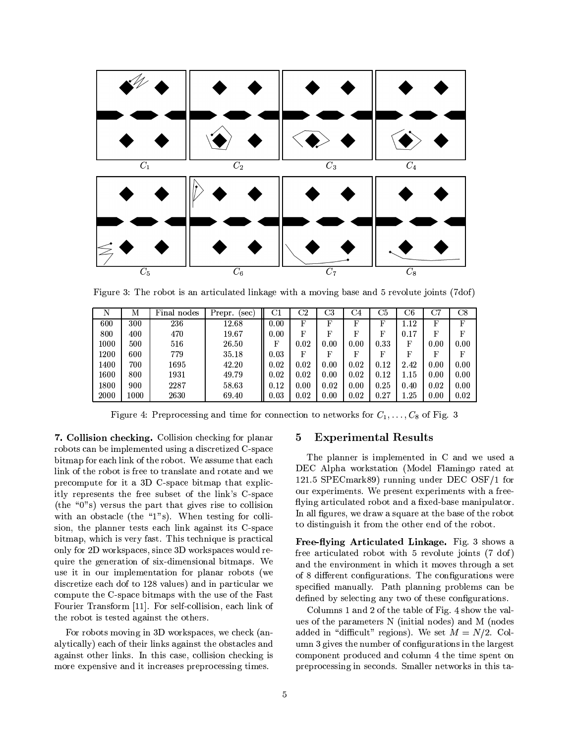Figure 3: The robot is an articulated linkage with a moving base and 5 revolute joints (7dof)

| N | M | Final nodes | Prepr. (sec) | C1 | C2 | C3 | C4 | C5 | C6 | C7 | C8 |
|---|---|---|---|---|---|---|---|---|---|---|---|
| 600 | 300 | 236 | 12.68 | 0.00 | F | F | F | F | 1.12 | F | F |
| 800 | 400 | 470 | 19.67 | 0.00 | F | F | F | F | 0.17 | F | F |
| 1000 | 500 | 516 | 26.50 | F | 0.02 | 0.00 | 0.00 | 0.33 | F | 0.00 | 0.00 |
| 1200 | 600 | 779 | 35.18 | 0.03 | F | F | F | F | F | F | F |
| 1400 | 700 | 1695 | 42.20 | 0.02 | 0.02 | 0.00 | 0.02 | 0.12 | 2.42 | 0.00 | 0.00 |
| 1600 | 800 | 1931 | 49.79 | 0.02 | 0.02 | 0.00 | 0.02 | 0.12 | 1.15 | 0.00 | 0.00 |
| 1800 | 900 | 2287 | 58.63 | 0.12 | 0.00 | 0.02 | 0.00 | 0.25 | 0.40 | 0.02 | 0.00 |
| 2000 | 1000 | 2630 | 69.40 | 0.03 | 0.02 | 0.00 | 0.02 | 0.27 | 1.25 | 0.00 | 0.02 |

Figure 4: Preprocessing and time for connection to networks for $C_1, \ldots, C_8$ of Fig. 3

**7. Collision checking.** Collision checking for planar robots can be implemented using a discretized C-space bitmap for each link of the robot. We assume that each link of the robot is free to translate and rotate and we precompute for it a 3D C-space bitmap that explicitly represents the free subset of the link's C-space (the "0"s) versus the part that gives rise to collision with an obstacle (the "1"s). When testing for collision, the planner tests each link against its C-space bitmap, which is very fast. This technique is practical only for 2D workspaces, since 3D workspaces would require the generation of six-dimensional bitmaps. We use it in our implementation for planar robots (we discretize each dof to 128 values) and in particular we compute the C-space bitmaps with the use of the Fast Fourier Transform [11]. For self-collision, each link of the robot is tested against the others.

For robots moving in 3D workspaces, we check (analytically) each of their links against the obstacles and against other links. In this case, collision checking is more expensive and it increases preprocessing times.

# 5 Experimental Results

The planner is implemented in C and we used a DEC Alpha workstation (Model Flamingo rated at 121.5 SPECmark89) running under DEC OSF/1 for our experiments. We present experiments with a free-flying articulated robot and a fixed-base manipulator. In all figures, we draw a square at the base of the robot to distinguish it from the other end of the robot.

**Free-flying Articulated Linkage.** Fig. 3 shows a free articulated robot with 5 revolute joints (7 dof) and the environment in which it moves through a set of 8 different configurations. The configurations were specified manually. Path planning problems can be defined by selecting any two of these configurations.

Columns 1 and 2 of the table of Fig. 4 show the values of the parameters N (initial nodes) and M (nodes added in "difficult" regions). We set $M = N/2$. Column 3 gives the number of configurations in the largest component produced and column 4 the time spent on preprocessing in seconds. Smaller networks in this ta-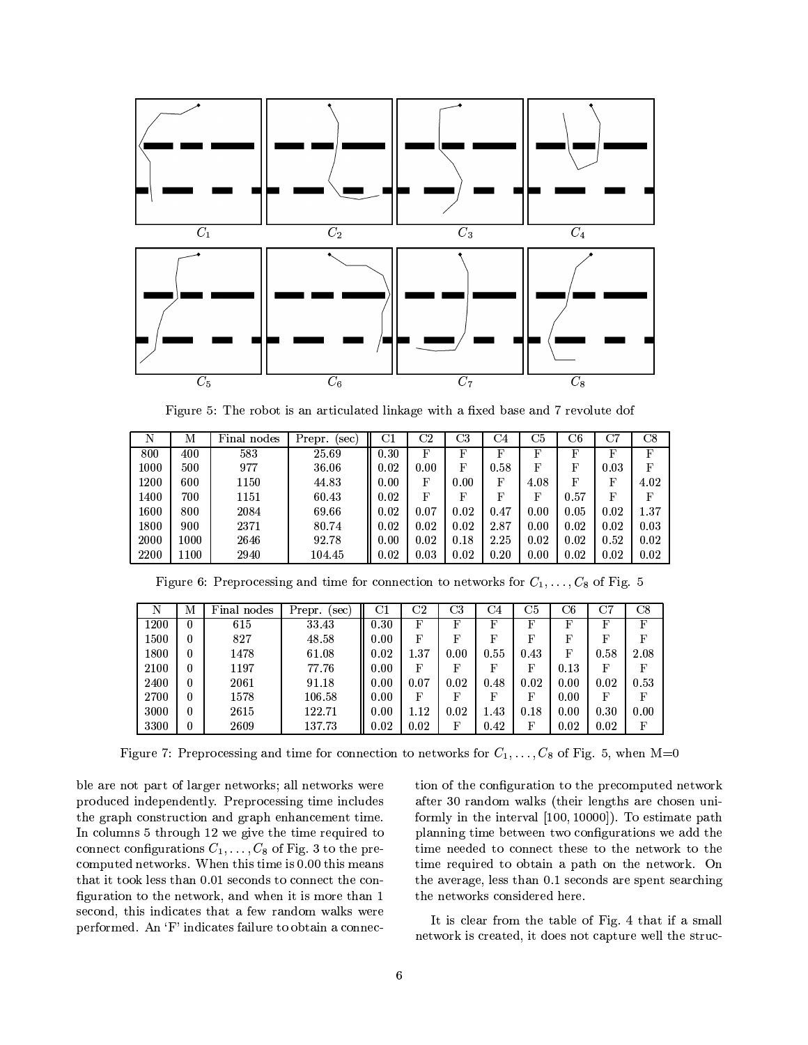$C_1$ $C_2$ $C_3$ $C_4$

$C_5$ $C_6$ $C_7$ $C_8$

Figure 5: The robot is an articulated linkage with a fixed base and 7 revolute dof

| N | M | Final nodes | Prepr. (sec) | C1 | C2 | C3 | C4 | C5 | C6 | C7 | C8 |
|---|---|---|---|---|---|---|---|---|---|---|---|
| 800 | 400 | 583 | 25.69 | 0.30 | F | F | F | F | F | F | F |
| 1000 | 500 | 977 | 36.06 | 0.02 | 0.00 | F | 0.58 | F | F | 0.03 | F |
| 1200 | 600 | 1150 | 44.83 | 0.00 | F | 0.00 | F | 4.08 | F | F | 4.02 |
| 1400 | 700 | 1151 | 60.43 | 0.02 | F | F | F | F | 0.57 | F | F |
| 1600 | 800 | 2084 | 69.66 | 0.02 | 0.07 | 0.02 | 0.47 | 0.00 | 0.05 | 0.02 | 1.37 |
| 1800 | 900 | 2371 | 80.74 | 0.02 | 0.02 | 0.02 | 2.87 | 0.00 | 0.02 | 0.02 | 0.03 |
| 2000 | 1000 | 2646 | 92.78 | 0.00 | 0.02 | 0.18 | 2.25 | 0.02 | 0.02 | 0.52 | 0.02 |
| 2200 | 1100 | 2940 | 104.45 | 0.02 | 0.03 | 0.02 | 0.20 | 0.00 | 0.02 | 0.02 | 0.02 |

Figure 6: Preprocessing and time for connection to networks for $C_1, \ldots, C_8$ of Fig. 5

| N | M | Final nodes | Prepr. (sec) | C1 | C2 | C3 | C4 | C5 | C6 | C7 | C8 |
|---|---|---|---|---|---|---|---|---|---|---|---|
| 1200 | 0 | 615 | 33.43 | 0.30 | F | F | F | F | F | F | F |
| 1500 | 0 | 827 | 48.58 | 0.00 | F | F | F | F | F | F | F |
| 1800 | 0 | 1478 | 61.08 | 0.02 | 1.37 | 0.00 | 0.55 | 0.43 | F | 0.58 | 2.08 |
| 2100 | 0 | 1197 | 77.76 | 0.00 | F | F | F | F | 0.13 | F | F |
| 2400 | 0 | 2061 | 91.18 | 0.00 | 0.07 | 0.02 | 0.48 | 0.02 | 0.00 | 0.02 | 0.53 |
| 2700 | 0 | 1578 | 106.58 | 0.00 | F | F | F | F | 0.00 | F | F |
| 3000 | 0 | 2615 | 122.71 | 0.00 | 1.12 | 0.02 | 1.43 | 0.18 | 0.00 | 0.30 | 0.00 |
| 3300 | 0 | 2609 | 137.73 | 0.02 | 0.02 | F | 0.42 | F | 0.02 | 0.02 | F |

Figure 7: Preprocessing and time for connection to networks for $C_1, \ldots, C_8$ of Fig. 5, when M=0

ble are not part of larger networks; all networks were produced independently. Preprocessing time includes the graph construction and graph enhancement time. In columns 5 through 12 we give the time required to connect configurations $C_1, \ldots, C_8$ of Fig. 3 to the precomputed networks. When this time is 0.00 this means that it took less than 0.01 seconds to connect the configuration to the network, and when it is more than 1 second, this indicates that a few random walks were performed. An 'F' indicates failure to obtain a connection of the configuration to the precomputed network after 30 random walks (their lengths are chosen uniformly in the interval [100, 10000]). To estimate path planning time between two configurations we add the time needed to connect these to the network to the time required to obtain a path on the network. On the average, less than 0.1 seconds are spent searching the networks considered here.

It is clear from the table of Fig. 4 that if a small network is created, it does not capture well the struc-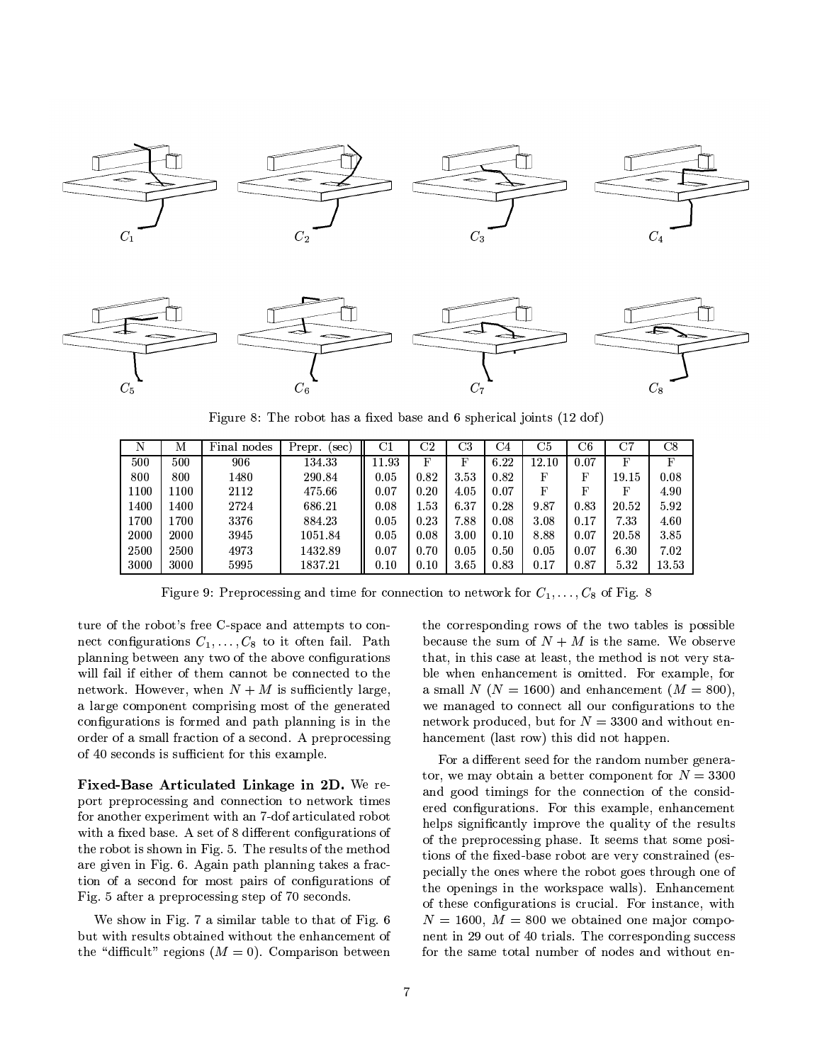Figure 8: The robot has a fixed base and 6 spherical joints (12 dof)

| N | M | Final nodes | Prepr. (sec) | C1 | C2 | C3 | C4 | C5 | C6 | C7 | C8 |
|---|---|---|---|---|---|---|---|---|---|---|---|
| 500 | 500 | 906 | 134.33 | 11.93 | F | F | 6.22 | 12.10 | 0.07 | F | F |
| 800 | 800 | 1480 | 290.84 | 0.05 | 0.82 | 3.53 | 0.82 | F | F | 19.15 | 0.08 |
| 1100 | 1100 | 2112 | 475.66 | 0.07 | 0.20 | 4.05 | 0.07 | F | F | F | 4.90 |
| 1400 | 1400 | 2724 | 686.21 | 0.08 | 1.53 | 6.37 | 0.28 | 9.87 | 0.83 | 20.52 | 5.92 |
| 1700 | 1700 | 3376 | 884.23 | 0.05 | 0.23 | 7.88 | 0.08 | 3.08 | 0.17 | 7.33 | 4.60 |
| 2000 | 2000 | 3945 | 1051.84 | 0.05 | 0.08 | 3.00 | 0.10 | 8.88 | 0.07 | 20.58 | 3.85 |
| 2500 | 2500 | 4973 | 1432.89 | 0.07 | 0.70 | 0.05 | 0.50 | 0.05 | 0.07 | 6.30 | 7.02 |
| 3000 | 3000 | 5995 | 1837.21 | 0.10 | 0.10 | 3.65 | 0.83 | 0.17 | 0.87 | 5.32 | 13.53 |

Figure 9: Preprocessing and time for connection to network for $C_1, \ldots, C_8$ of Fig. 8

ture of the robot's free C-space and attempts to connect configurations $C_1, \ldots, C_8$ to it often fail. Path planning between any two of the above configurations will fail if either of them cannot be connected to the network. However, when $N + M$ is sufficiently large, a large component comprising most of the generated configurations is formed and path planning is in the order of a small fraction of a second. A preprocessing of 40 seconds is sufficient for this example.

**Fixed-Base Articulated Linkage in 2D.** We report preprocessing and connection to network times for another experiment with an 7-dof articulated robot with a fixed base. A set of 8 different configurations of the robot is shown in Fig. 5. The results of the method are given in Fig. 6. Again path planning takes a fraction of a second for most pairs of configurations of Fig. 5 after a preprocessing step of 70 seconds.

We show in Fig. 7 a similar table to that of Fig. 6 but with results obtained without the enhancement of the "difficult" regions ($M = 0$). Comparison between the corresponding rows of the two tables is possible because the sum of $N + M$ is the same. We observe that, in this case at least, the method is not very stable when enhancement is omitted. For example, for a small $N$ ($N = 1600$) and enhancement ($M = 800$), we managed to connect all our configurations to the network produced, but for $N = 3300$ and without enhancement (last row) this did not happen.

For a different seed for the random number generator, we may obtain a better component for $N = 3300$ and good timings for the connection of the considered configurations. For this example, enhancement helps significantly improve the quality of the results of the preprocessing phase. It seems that some positions of the fixed-base robot are very constrained (especially the ones where the robot goes through one of the openings in the workspace walls). Enhancement of these configurations is crucial. For instance, with $N = 1600$, $M = 800$ we obtained one major component in 29 out of 40 trials. The corresponding success for the same total number of nodes and without en-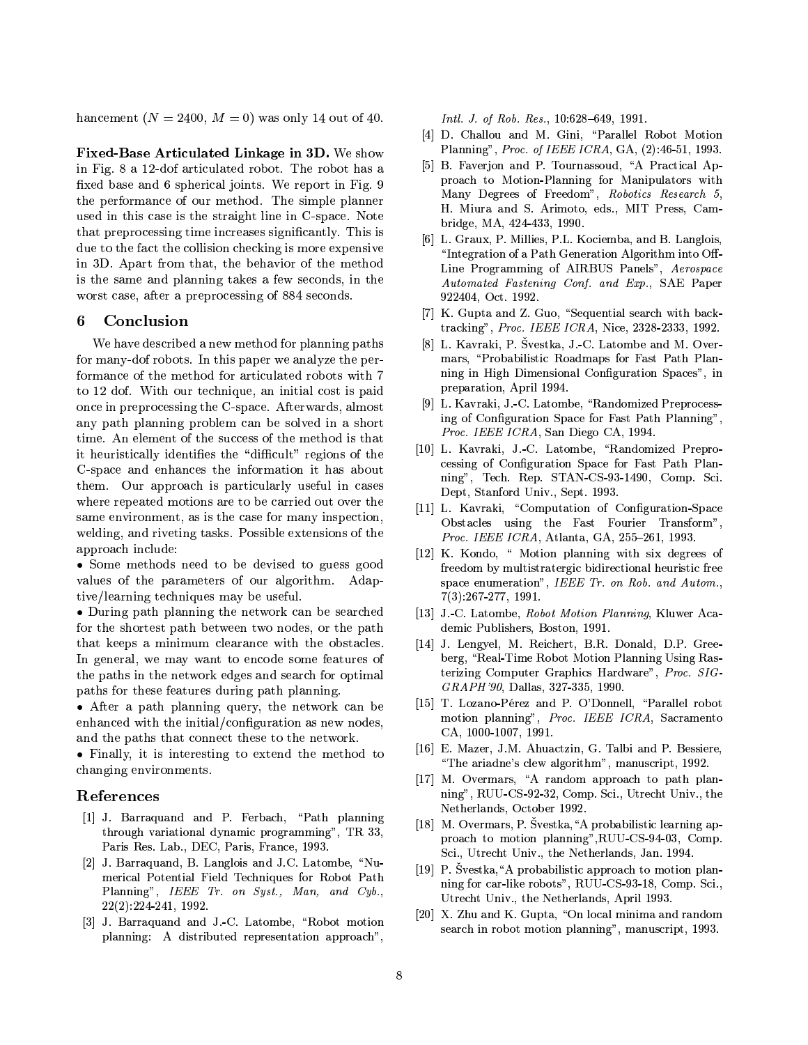hancement ($N = 2400$, $M = 0$) was only 14 out of 40.

**Fixed-Base Articulated Linkage in 3D.** We show in Fig. 8 a 12-dof articulated robot. The robot has a fixed base and 6 spherical joints. We report in Fig. 9 the performance of our method. The simple planner used in this case is the straight line in C-space. Note that preprocessing time increases significantly. This is due to the fact the collision checking is more expensive in 3D. Apart from that, the behavior of the method is the same and planning takes a few seconds, in the worst case, after a preprocessing of 884 seconds.

## 6 Conclusion

We have described a new method for planning paths for many-dof robots. In this paper we analyze the performance of the method for articulated robots with 7 to 12 dof. With our technique, an initial cost is paid once in preprocessing the C-space. Afterwards, almost any path planning problem can be solved in a short time. An element of the success of the method is that it heuristically identifies the "difficult" regions of the C-space and enhances the information it has about them. Our approach is particularly useful in cases where repeated motions are to be carried out over the same environment, as is the case for many inspection, welding, and riveting tasks. Possible extensions of the approach include:

- Some methods need to be devised to guess good values of the parameters of our algorithm. Adaptive/learning techniques may be useful.
- During path planning the network can be searched for the shortest path between two nodes, or the path that keeps a minimum clearance with the obstacles. In general, we may want to encode some features of the paths in the network edges and search for optimal paths for these features during path planning.
- After a path planning query, the network can be enhanced with the initial/configuration as new nodes, and the paths that connect these to the network.
- Finally, it is interesting to extend the method to changing environments.

## References

[1] J. Barraquand and P. Ferbach, "Path planning through variational dynamic programming", TR 33, Paris Res. Lab., DEC, Paris, France, 1993.

[2] J. Barraquand, B. Langlois and J.C. Latombe, "Numerical Potential Field Techniques for Robot Path Planning", *IEEE Tr. on Syst., Man, and Cyb.*, 22(2):224-241, 1992.

[3] J. Barraquand and J.-C. Latombe, "Robot motion planning: A distributed representation approach", *Intl. J. of Rob. Res.*, 10:628–649, 1991.

[4] D. Challou and M. Gini, "Parallel Robot Motion Planning", *Proc. of IEEE ICRA*, GA, (2):46-51, 1993.

[5] B. Faverjon and P. Tournassoud, "A Practical Approach to Motion-Planning for Manipulators with Many Degrees of Freedom", *Robotics Research 5*, H. Miura and S. Arimoto, eds., MIT Press, Cambridge, MA, 424-433, 1990.

[6] L. Graux, P. Millies, P.L. Kociemba, and B. Langlois, "Integration of a Path Generation Algorithm into Off-Line Programming of AIRBUS Panels", *Aerospace Automated Fastening Conf. and Exp.*, SAE Paper 922404, Oct. 1992.

[7] K. Gupta and Z. Guo, "Sequential search with backtracking", *Proc. IEEE ICRA*, Nice, 2328-2333, 1992.

[8] L. Kavraki, P. Švestka, J.-C. Latombe and M. Overmars, "Probabilistic Roadmaps for Fast Path Planning in High Dimensional Configuration Spaces", in preparation, April 1994.

[9] L. Kavraki, J.-C. Latombe, "Randomized Preprocessing of Configuration Space for Fast Path Planning", *Proc. IEEE ICRA*, San Diego CA, 1994.

[10] L. Kavraki, J.-C. Latombe, "Randomized Preprocessing of Configuration Space for Fast Path Planning", Tech. Rep. STAN-CS-93-1490, Comp. Sci. Dept, Stanford Univ., Sept. 1993.

[11] L. Kavraki, "Computation of Configuration-Space Obstacles using the Fast Fourier Transform", *Proc. IEEE ICRA*, Atlanta, GA, 255–261, 1993.

[12] K. Kondo, " Motion planning with six degrees of freedom by multistratergic bidirectional heuristic free space enumeration", *IEEE Tr. on Rob. and Autom.*, 7(3):267-277, 1991.

[13] J.-C. Latombe, *Robot Motion Planning*, Kluwer Academic Publishers, Boston, 1991.

[14] J. Lengyel, M. Reichert, B.R. Donald, D.P. Greeberg, "Real-Time Robot Motion Planning Using Rasterizing Computer Graphics Hardware", *Proc. SIGGRAPH'90*, Dallas, 327-335, 1990.

[15] T. Lozano-Pérez and P. O'Donnell, "Parallel robot motion planning", *Proc. IEEE ICRA*, Sacramento CA, 1000-1007, 1991.

[16] E. Mazer, J.M. Ahuactzin, G. Talbi and P. Bessiere, "The ariadne's clew algorithm", manuscript, 1992.

[17] M. Overmars, "A random approach to path planning", RUU-CS-92-32, Comp. Sci., Utrecht Univ., the Netherlands, October 1992.

[18] M. Overmars, P. Švestka, "A probabilistic learning approach to motion planning",RUU-CS-94-03, Comp. Sci., Utrecht Univ., the Netherlands, Jan. 1994.

[19] P. Švestka, "A probabilistic approach to motion planning for car-like robots", RUU-CS-93-18, Comp. Sci., Utrecht Univ., the Netherlands, April 1993.

[20] X. Zhu and K. Gupta, "On local minima and random search in robot motion planning", manuscript, 1993.